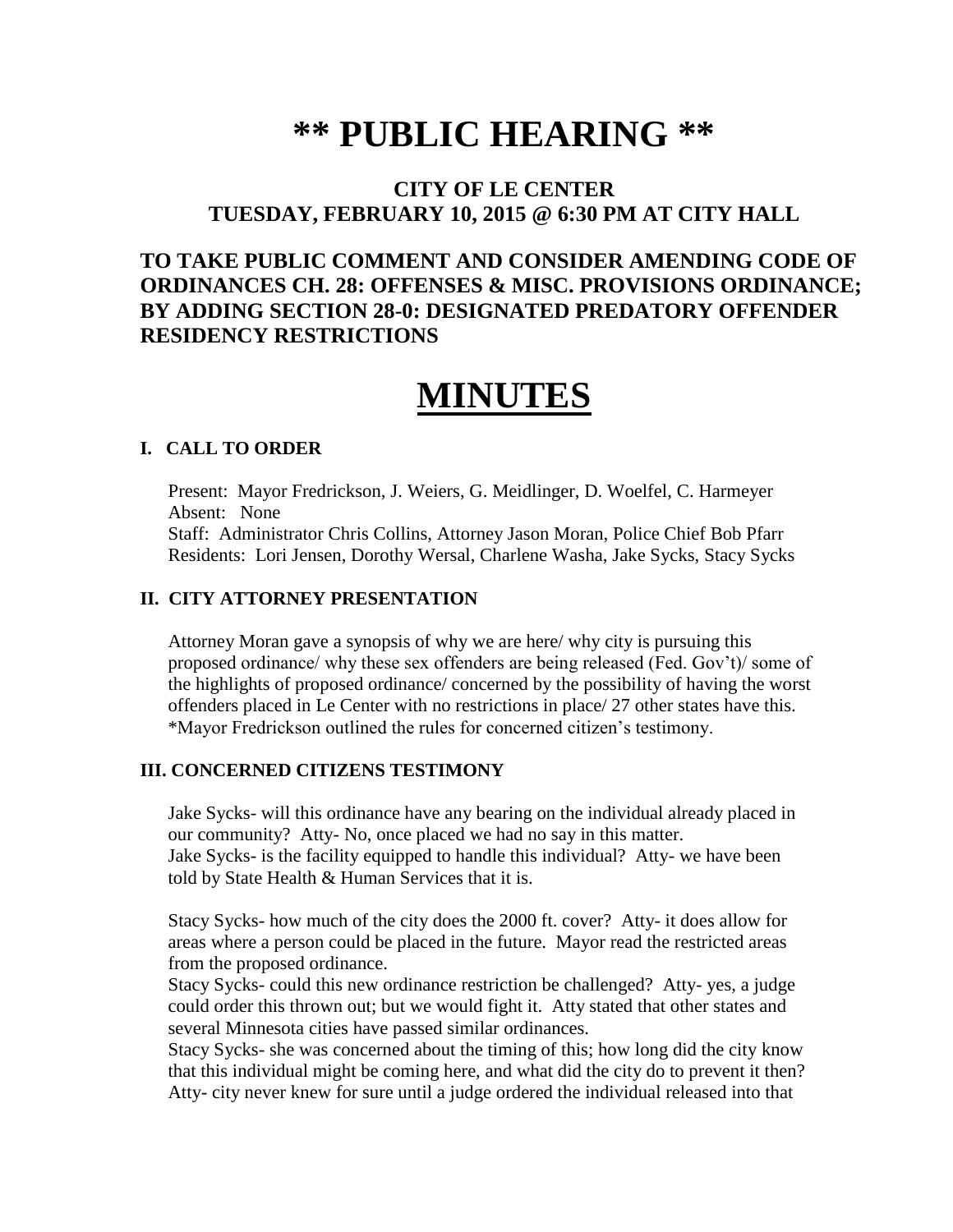# ** PUBLIC HEARING **

## CITY OF LE CENTER
## TUESDAY, FEBRUARY 10, 2015 @ 6:30 PM AT CITY HALL

## TO TAKE PUBLIC COMMENT AND CONSIDER AMENDING CODE OF ORDINANCES CH. 28: OFFENSES & MISC. PROVISIONS ORDINANCE; BY ADDING SECTION 28-0: DESIGNATED PREDATORY OFFENDER RESIDENCY RESTRICTIONS

# MINUTES

### I. CALL TO ORDER

Present: Mayor Fredrickson, J. Weiers, G. Meidlinger, D. Woelfel, C. Harmeyer
Absent: None
Staff: Administrator Chris Collins, Attorney Jason Moran, Police Chief Bob Pfarr
Residents: Lori Jensen, Dorothy Wersal, Charlene Washa, Jake Sycks, Stacy Sycks

### II. CITY ATTORNEY PRESENTATION

Attorney Moran gave a synopsis of why we are here/ why city is pursuing this proposed ordinance/ why these sex offenders are being released (Fed. Gov't)/ some of the highlights of proposed ordinance/ concerned by the possibility of having the worst offenders placed in Le Center with no restrictions in place/ 27 other states have this.
*Mayor Fredrickson outlined the rules for concerned citizen's testimony.

### III. CONCERNED CITIZENS TESTIMONY

Jake Sycks- will this ordinance have any bearing on the individual already placed in our community? Atty- No, once placed we had no say in this matter.
Jake Sycks- is the facility equipped to handle this individual? Atty- we have been told by State Health & Human Services that it is.

Stacy Sycks- how much of the city does the 2000 ft. cover? Atty- it does allow for areas where a person could be placed in the future. Mayor read the restricted areas from the proposed ordinance.
Stacy Sycks- could this new ordinance restriction be challenged? Atty- yes, a judge could order this thrown out; but we would fight it. Atty stated that other states and several Minnesota cities have passed similar ordinances.
Stacy Sycks- she was concerned about the timing of this; how long did the city know that this individual might be coming here, and what did the city do to prevent it then? Atty- city never knew for sure until a judge ordered the individual released into that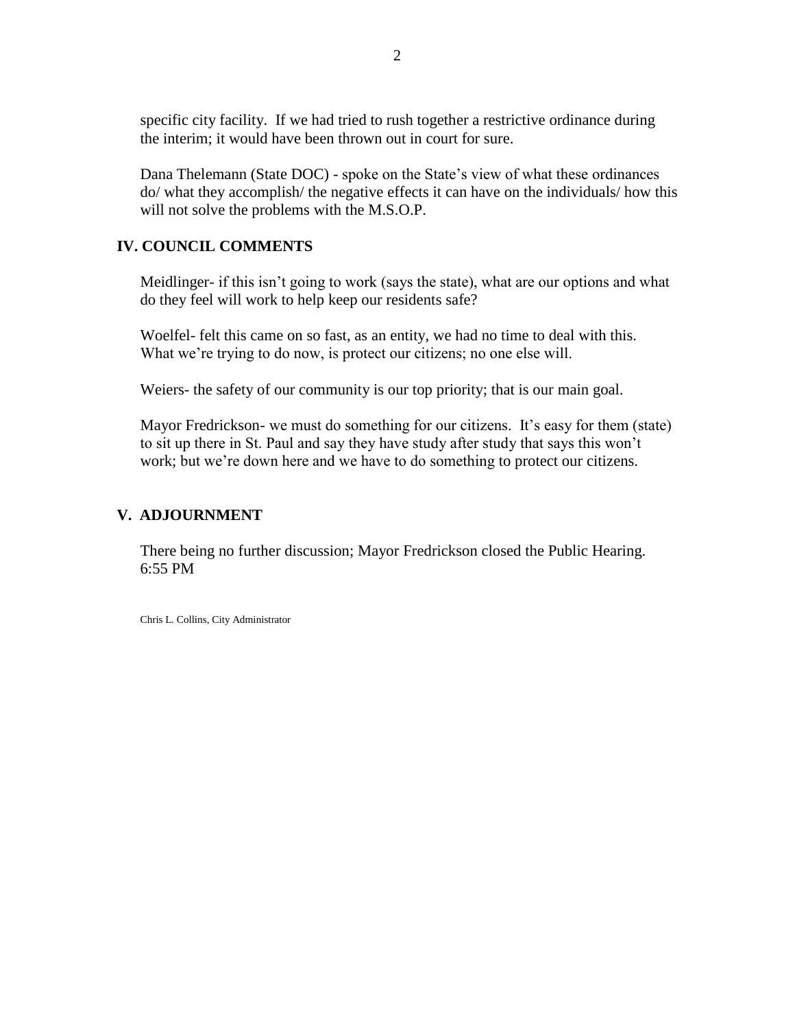specific city facility. If we had tried to rush together a restrictive ordinance during the interim; it would have been thrown out in court for sure.

Dana Thelemann (State DOC) - spoke on the State's view of what these ordinances do/ what they accomplish/ the negative effects it can have on the individuals/ how this will not solve the problems with the M.S.O.P.

## IV. COUNCIL COMMENTS

Meidlinger- if this isn't going to work (says the state), what are our options and what do they feel will work to help keep our residents safe?

Woelfel- felt this came on so fast, as an entity, we had no time to deal with this. What we're trying to do now, is protect our citizens; no one else will.

Weiers- the safety of our community is our top priority; that is our main goal.

Mayor Fredrickson- we must do something for our citizens. It's easy for them (state) to sit up there in St. Paul and say they have study after study that says this won't work; but we're down here and we have to do something to protect our citizens.

## V. ADJOURNMENT

There being no further discussion; Mayor Fredrickson closed the Public Hearing. 6:55 PM

Chris L. Collins, City Administrator